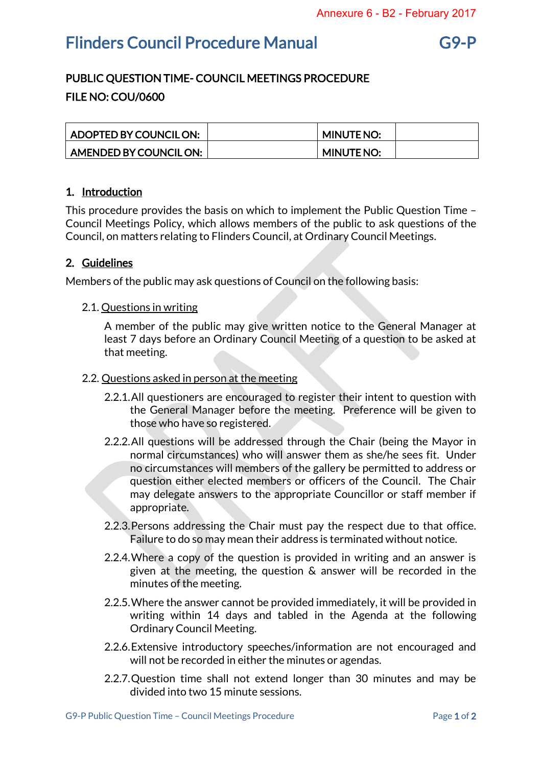Annexure 6 - B2 - February 2017

# Flinders Council Procedure Manual G9-P

**PUBLIC QUESTION TIME- COUNCIL MEETINGS PROCEDURE**

**FILE NO: COU/0600**

| ADOPTED BY COUNCIL ON: | | MINUTE NO: | |
|---|---|---|---|
| AMENDED BY COUNCIL ON: | | MINUTE NO: | |

## 1. Introduction

This procedure provides the basis on which to implement the Public Question Time – Council Meetings Policy, which allows members of the public to ask questions of the Council, on matters relating to Flinders Council, at Ordinary Council Meetings.

## 2. Guidelines

Members of the public may ask questions of Council on the following basis:

### 2.1. Questions in writing

A member of the public may give written notice to the General Manager at least 7 days before an Ordinary Council Meeting of a question to be asked at that meeting.

### 2.2. Questions asked in person at the meeting

2.2.1. All questioners are encouraged to register their intent to question with the General Manager before the meeting. Preference will be given to those who have so registered.

2.2.2. All questions will be addressed through the Chair (being the Mayor in normal circumstances) who will answer them as she/he sees fit. Under no circumstances will members of the gallery be permitted to address or question either elected members or officers of the Council. The Chair may delegate answers to the appropriate Councillor or staff member if appropriate.

2.2.3. Persons addressing the Chair must pay the respect due to that office. Failure to do so may mean their address is terminated without notice.

2.2.4. Where a copy of the question is provided in writing and an answer is given at the meeting, the question & answer will be recorded in the minutes of the meeting.

2.2.5. Where the answer cannot be provided immediately, it will be provided in writing within 14 days and tabled in the Agenda at the following Ordinary Council Meeting.

2.2.6. Extensive introductory speeches/information are not encouraged and will not be recorded in either the minutes or agendas.

2.2.7. Question time shall not extend longer than 30 minutes and may be divided into two 15 minute sessions.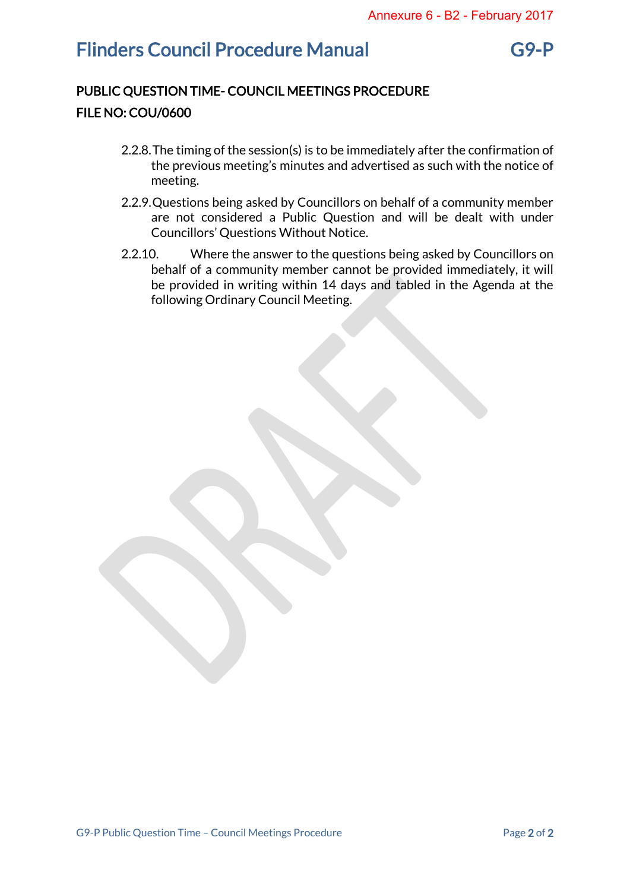# PUBLIC QUESTION TIME- COUNCIL MEETINGS PROCEDURE

FILE NO: COU/0600

2.2.8. The timing of the session(s) is to be immediately after the confirmation of the previous meeting's minutes and advertised as such with the notice of meeting.

2.2.9. Questions being asked by Councillors on behalf of a community member are not considered a Public Question and will be dealt with under Councillors' Questions Without Notice.

2.2.10. Where the answer to the questions being asked by Councillors on behalf of a community member cannot be provided immediately, it will be provided in writing within 14 days and tabled in the Agenda at the following Ordinary Council Meeting.